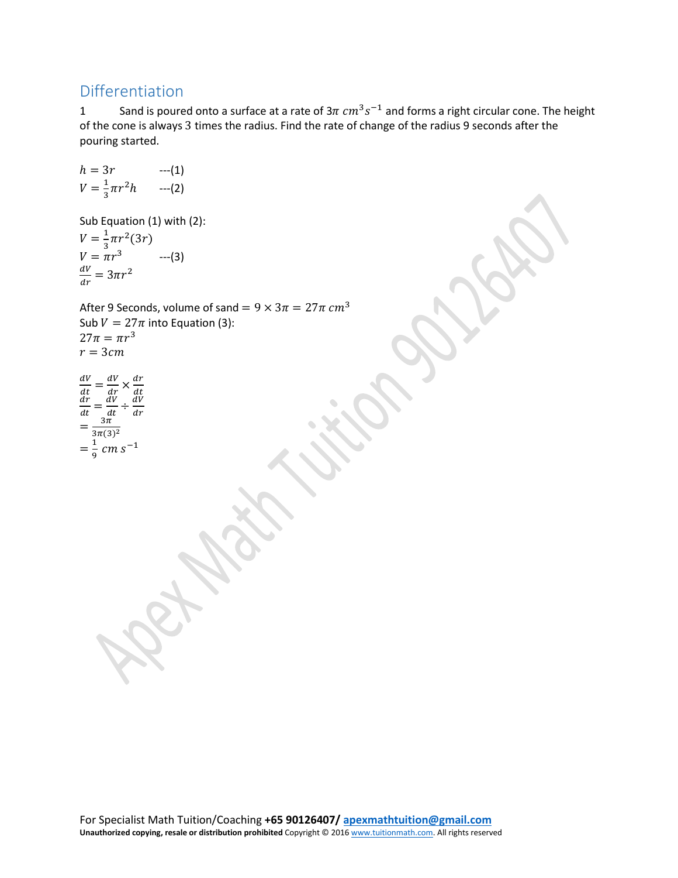## Differentiation

1 Sand is poured onto a surface at a rate of $3\pi\ cm^3s^{-1}$ and forms a right circular cone. The height of the cone is always 3 times the radius. Find the rate of change of the radius 9 seconds after the pouring started.

$h = 3r$ ---(1)
$V = \frac{1}{3}\pi r^2 h$ ---(2)

Sub Equation (1) with (2):
$V = \frac{1}{3}\pi r^2(3r)$
$V = \pi r^3$ ---(3)
$\frac{dV}{dr} = 3\pi r^2$

After 9 Seconds, volume of sand $= 9 \times 3\pi = 27\pi\ cm^3$
Sub $V = 27\pi$ into Equation (3):
$27\pi = \pi r^3$
$r = 3cm$

$\frac{dV}{dt} = \frac{dV}{dr} \times \frac{dr}{dt}$
$\frac{dr}{dt} = \frac{dV}{dt} \div \frac{dV}{dr}$
$= \frac{3\pi}{3\pi(3)^2}$
$= \frac{1}{9}\ cm\ s^{-1}$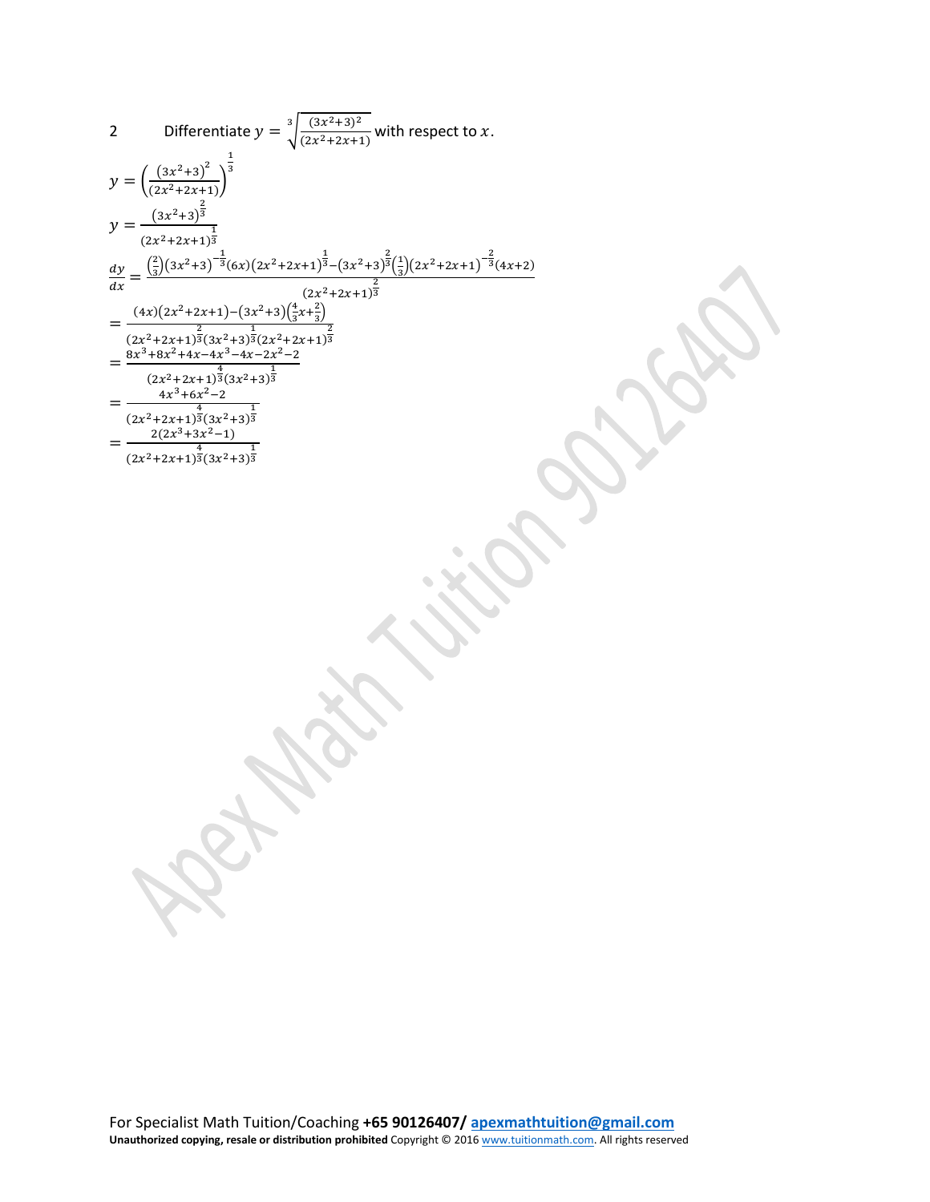2 Differentiate $y = \sqrt[3]{\frac{(3x^2+3)^2}{(2x^2+2x+1)}}$ with respect to $x$.

$$y = \left(\frac{(3x^2+3)^2}{(2x^2+2x+1)}\right)^{\frac{1}{3}}$$

$$y = \frac{(3x^2+3)^{\frac{2}{3}}}{(2x^2+2x+1)^{\frac{1}{3}}}$$

$$\frac{dy}{dx} = \frac{\left(\frac{2}{3}\right)(3x^2+3)^{-\frac{1}{3}}(6x)(2x^2+2x+1)^{\frac{1}{3}} - (3x^2+3)^{\frac{2}{3}}\left(\frac{1}{3}\right)(2x^2+2x+1)^{-\frac{2}{3}}(4x+2)}{(2x^2+2x+1)^{\frac{2}{3}}}$$

$$= \frac{(4x)(2x^2+2x+1) - (3x^2+3)\left(\frac{4}{3}x+\frac{2}{3}\right)}{(2x^2+2x+1)^{\frac{2}{3}}(3x^2+3)^{\frac{1}{3}}(2x^2+2x+1)^{\frac{2}{3}}}$$

$$= \frac{8x^3+8x^2+4x-4x^3-4x-2x^2-2}{(2x^2+2x+1)^{\frac{4}{3}}(3x^2+3)^{\frac{1}{3}}}$$

$$= \frac{4x^3+6x^2-2}{(2x^2+2x+1)^{\frac{4}{3}}(3x^2+3)^{\frac{1}{3}}}$$

$$= \frac{2(2x^3+3x^2-1)}{(2x^2+2x+1)^{\frac{4}{3}}(3x^2+3)^{\frac{1}{3}}}$$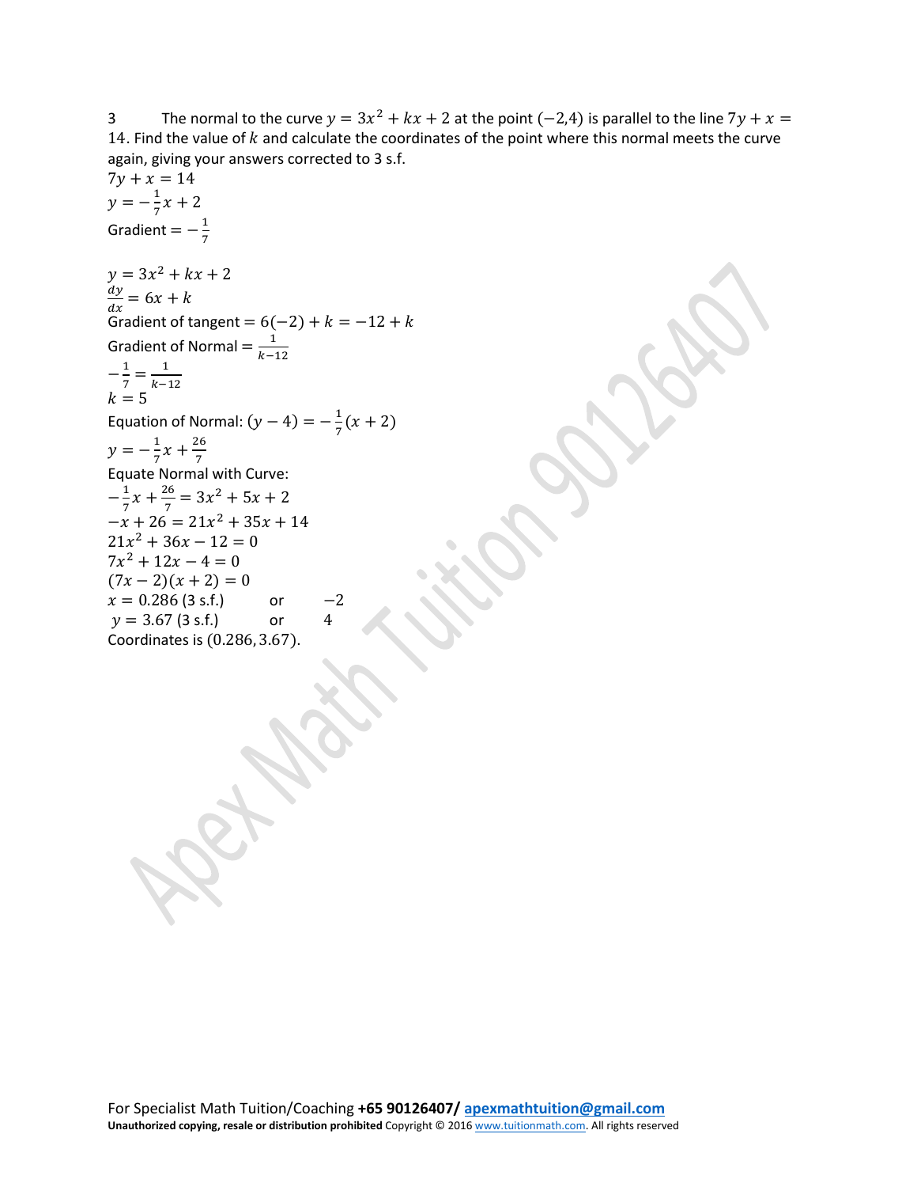3 The normal to the curve $y = 3x^2 + kx + 2$ at the point $(-2,4)$ is parallel to the line $7y + x = 14$. Find the value of $k$ and calculate the coordinates of the point where this normal meets the curve again, giving your answers corrected to 3 s.f.

$7y + x = 14$

$y = -\frac{1}{7}x + 2$

Gradient $= -\frac{1}{7}$

$y = 3x^2 + kx + 2$

$\frac{dy}{dx} = 6x + k$

Gradient of tangent $= 6(-2) + k = -12 + k$

Gradient of Normal $= \frac{1}{k-12}$

$-\frac{1}{7} = \frac{1}{k-12}$

$k = 5$

Equation of Normal: $(y-4) = -\frac{1}{7}(x+2)$

$y = -\frac{1}{7}x + \frac{26}{7}$

Equate Normal with Curve:

$-\frac{1}{7}x + \frac{26}{7} = 3x^2 + 5x + 2$

$-x + 26 = 21x^2 + 35x + 14$

$21x^2 + 36x - 12 = 0$

$7x^2 + 12x - 4 = 0$

$(7x - 2)(x + 2) = 0$

$x = 0.286$ (3 s.f.) or $-2$

$y = 3.67$ (3 s.f.) or $4$

Coordinates is $(0.286, 3.67)$.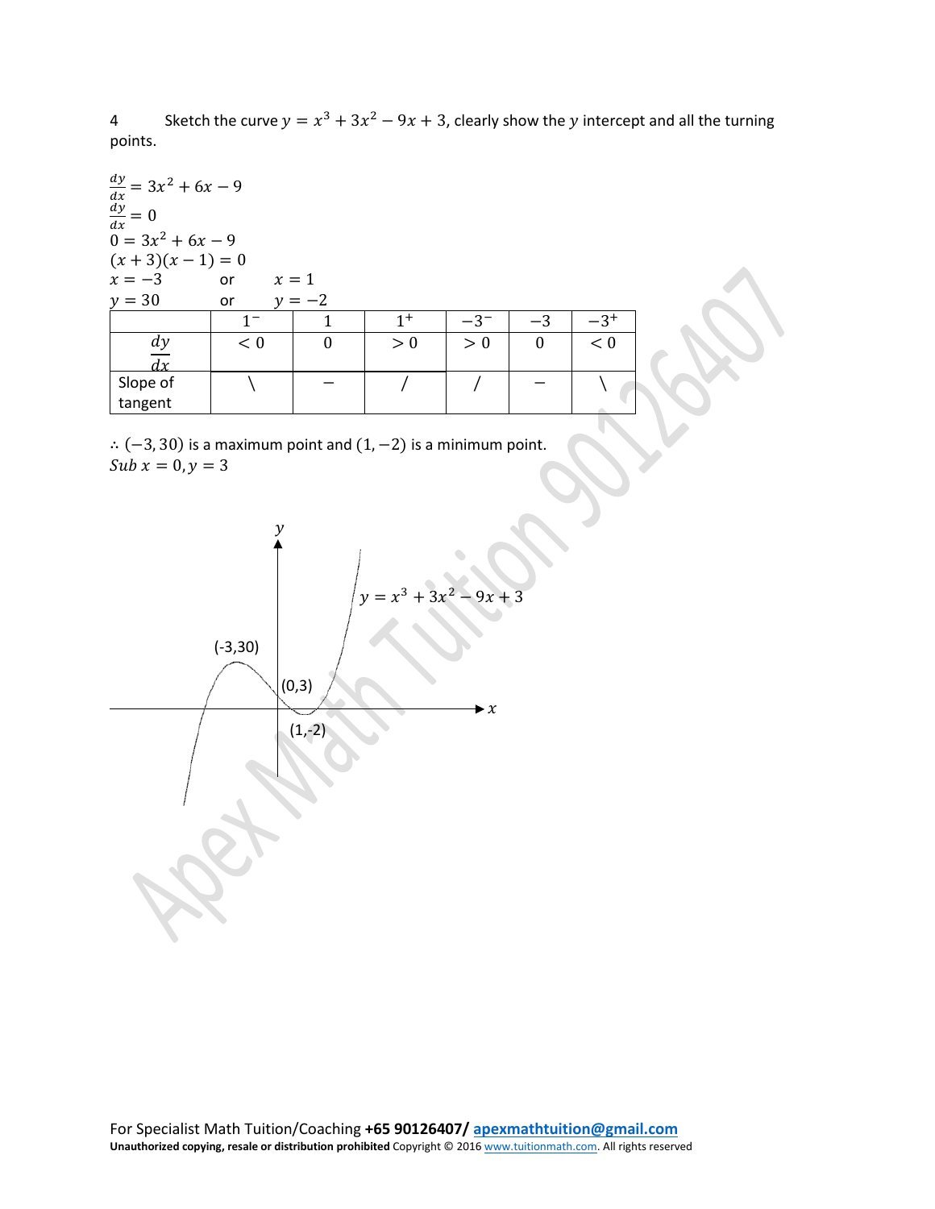4 Sketch the curve $y = x^3 + 3x^2 - 9x + 3$, clearly show the $y$ intercept and all the turning points.

$\frac{dy}{dx} = 3x^2 + 6x - 9$

$\frac{dy}{dx} = 0$

$0 = 3x^2 + 6x - 9$

$(x+3)(x-1) = 0$

$x = -3$ or $x = 1$

$y = 30$ or $y = -2$

| | $1^-$ | $1$ | $1^+$ | $-3^-$ | $-3$ | $-3^+$ |
|---|---|---|---|---|---|---|
| $\frac{dy}{dx}$ | $< 0$ | $0$ | $> 0$ | $> 0$ | $0$ | $< 0$ |
| Slope of tangent | \ | − | / | / | − | \ |

$\therefore (-3, 30)$ is a maximum point and $(1, -2)$ is a minimum point.

$Sub\ x = 0, y = 3$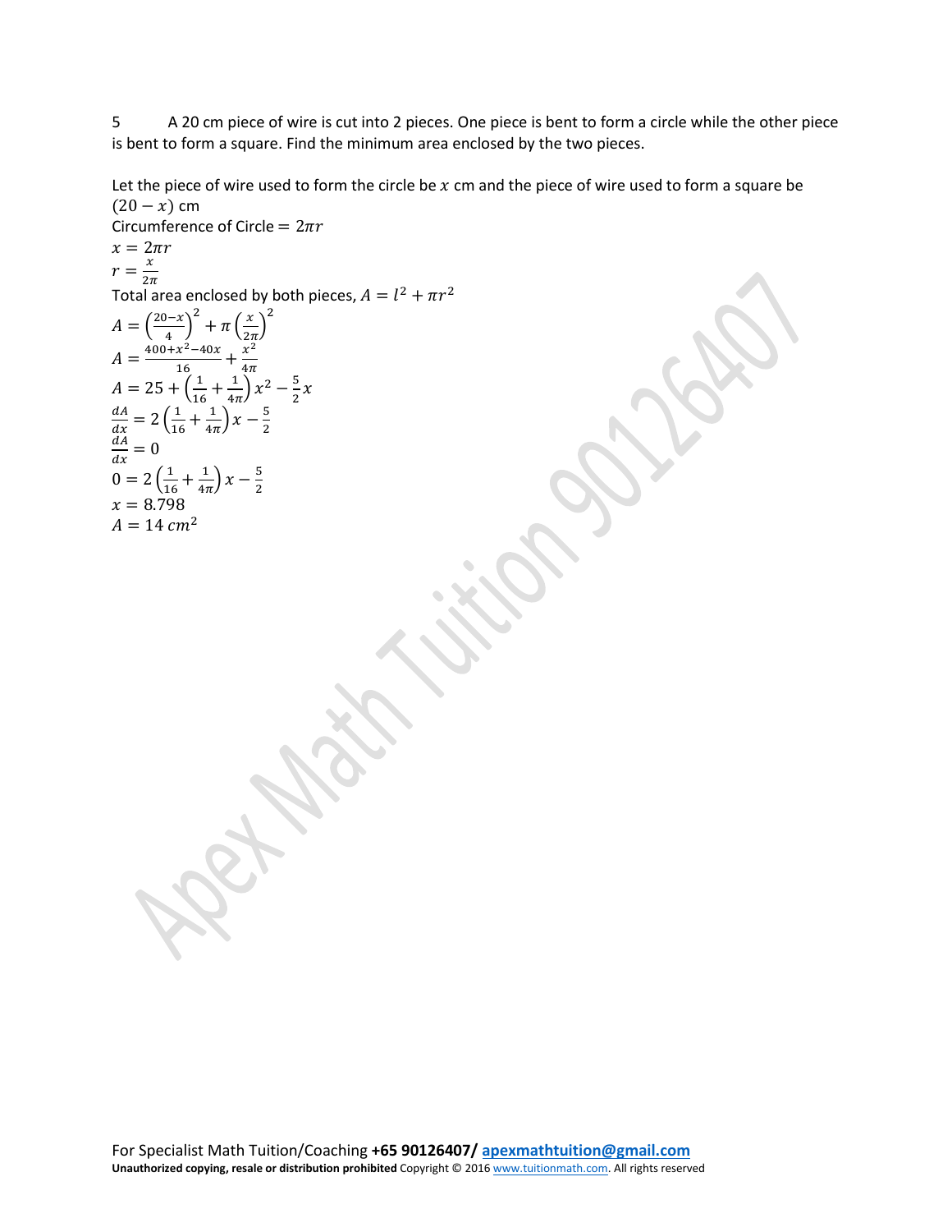5 A 20 cm piece of wire is cut into 2 pieces. One piece is bent to form a circle while the other piece is bent to form a square. Find the minimum area enclosed by the two pieces.

Let the piece of wire used to form the circle be $x$ cm and the piece of wire used to form a square be $(20 - x)$ cm

Circumference of Circle $= 2\pi r$

$x = 2\pi r$

$r = \frac{x}{2\pi}$

Total area enclosed by both pieces, $A = l^2 + \pi r^2$

$A = \left(\frac{20-x}{4}\right)^2 + \pi\left(\frac{x}{2\pi}\right)^2$

$A = \frac{400+x^2-40x}{16} + \frac{x^2}{4\pi}$

$A = 25 + \left(\frac{1}{16} + \frac{1}{4\pi}\right)x^2 - \frac{5}{2}x$

$\frac{dA}{dx} = 2\left(\frac{1}{16} + \frac{1}{4\pi}\right)x - \frac{5}{2}$

$\frac{dA}{dx} = 0$

$0 = 2\left(\frac{1}{16} + \frac{1}{4\pi}\right)x - \frac{5}{2}$

$x = 8.798$

$A = 14\ cm^2$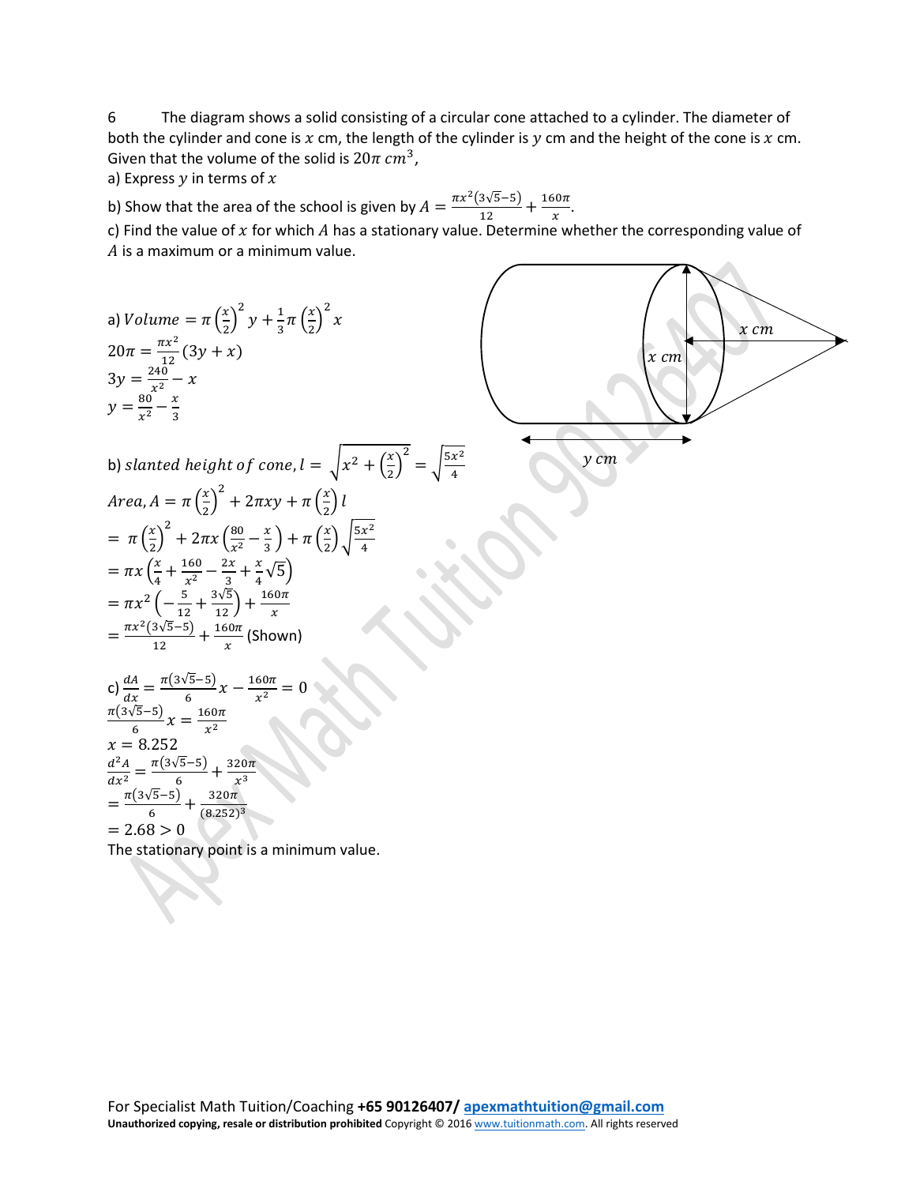6 The diagram shows a solid consisting of a circular cone attached to a cylinder. The diameter of both the cylinder and cone is $x$ cm, the length of the cylinder is $y$ cm and the height of the cone is $x$ cm. Given that the volume of the solid is $20\pi\ cm^3$,

a) Express $y$ in terms of $x$

b) Show that the area of the school is given by $A = \frac{\pi x^2(3\sqrt{5}-5)}{12} + \frac{160\pi}{x}$.

c) Find the value of $x$ for which $A$ has a stationary value. Determine whether the corresponding value of $A$ is a maximum or a minimum value.

a) $Volume = \pi\left(\frac{x}{2}\right)^2 y + \frac{1}{3}\pi\left(\frac{x}{2}\right)^2 x$

$20\pi = \frac{\pi x^2}{12}(3y + x)$

$3y = \frac{240}{x^2} - x$

$y = \frac{80}{x^2} - \frac{x}{3}$

b) $slanted\ height\ of\ cone, l = \sqrt{x^2 + \left(\frac{x}{2}\right)^2} = \sqrt{\frac{5x^2}{4}}$

$Area, A = \pi\left(\frac{x}{2}\right)^2 + 2\pi xy + \pi\left(\frac{x}{2}\right) l$

$= \pi\left(\frac{x}{2}\right)^2 + 2\pi x\left(\frac{80}{x^2} - \frac{x}{3}\right) + \pi\left(\frac{x}{2}\right)\sqrt{\frac{5x^2}{4}}$

$= \pi x\left(\frac{x}{4} + \frac{160}{x^2} - \frac{2x}{3} + \frac{x}{4}\sqrt{5}\right)$

$= \pi x^2\left(-\frac{5}{12} + \frac{3\sqrt{5}}{12}\right) + \frac{160\pi}{x}$

$= \frac{\pi x^2(3\sqrt{5}-5)}{12} + \frac{160\pi}{x}$ (Shown)

c) $\frac{dA}{dx} = \frac{\pi(3\sqrt{5}-5)}{6}x - \frac{160\pi}{x^2} = 0$

$\frac{\pi(3\sqrt{5}-5)}{6}x = \frac{160\pi}{x^2}$

$x = 8.252$

$\frac{d^2A}{dx^2} = \frac{\pi(3\sqrt{5}-5)}{6} + \frac{320\pi}{x^3}$

$= \frac{\pi(3\sqrt{5}-5)}{6} + \frac{320\pi}{(8.252)^3}$

$= 2.68 > 0$

The stationary point is a minimum value.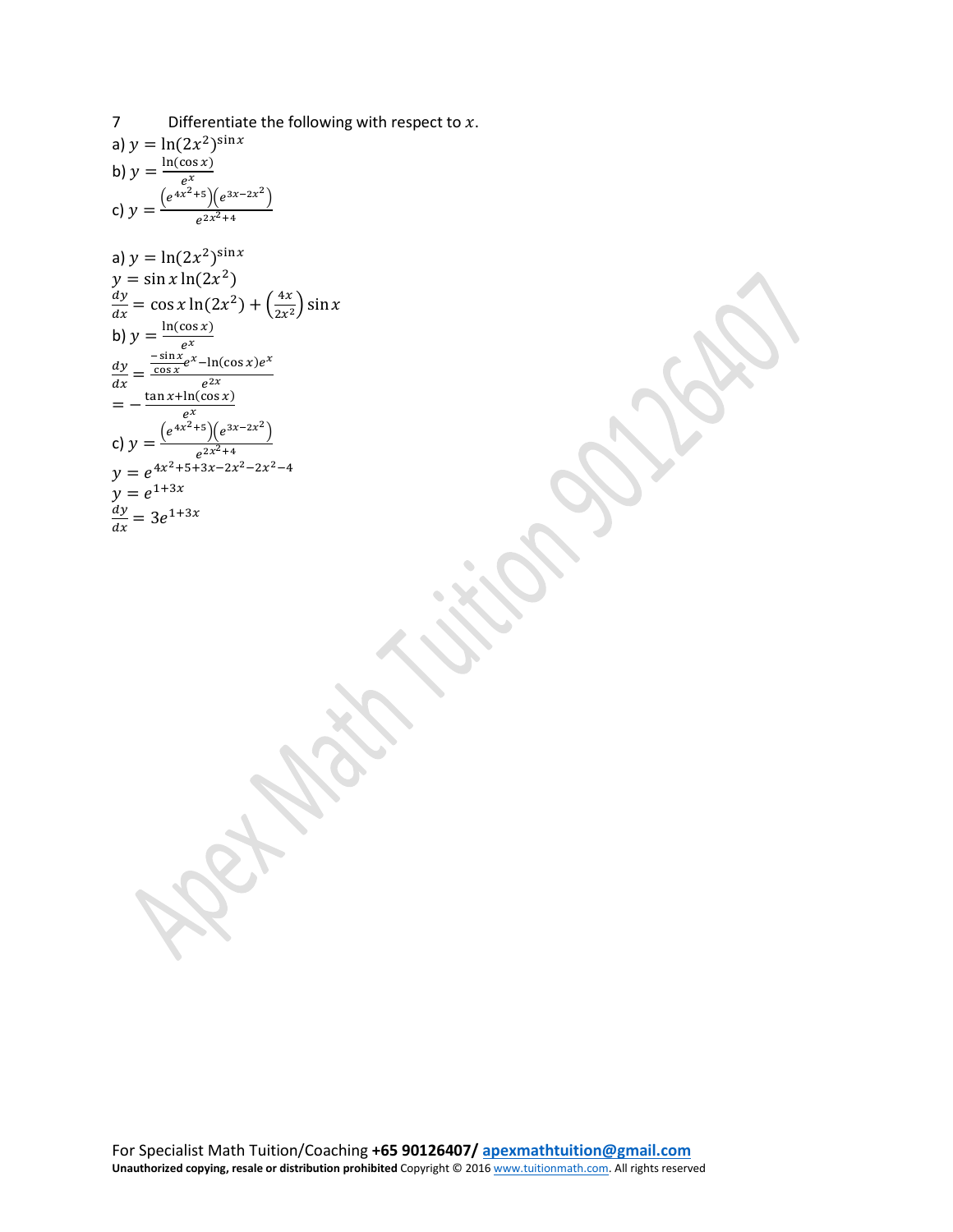7 Differentiate the following with respect to $x$.

a) $y = \ln(2x^2)^{\sin x}$

b) $y = \frac{\ln(\cos x)}{e^x}$

c) $y = \frac{\left(e^{4x^2+5}\right)\left(e^{3x-2x^2}\right)}{e^{2x^2+4}}$

a) $y = \ln(2x^2)^{\sin x}$

$y = \sin x \ln(2x^2)$

$\frac{dy}{dx} = \cos x \ln(2x^2) + \left(\frac{4x}{2x^2}\right) \sin x$

b) $y = \frac{\ln(\cos x)}{e^x}$

$\frac{dy}{dx} = \frac{\frac{-\sin x}{\cos x} e^x - \ln(\cos x) e^x}{e^{2x}}$

$= -\frac{\tan x + \ln(\cos x)}{e^x}$

c) $y = \frac{\left(e^{4x^2+5}\right)\left(e^{3x-2x^2}\right)}{e^{2x^2+4}}$

$y = e^{4x^2+5+3x-2x^2-2x^2-4}$

$y = e^{1+3x}$

$\frac{dy}{dx} = 3e^{1+3x}$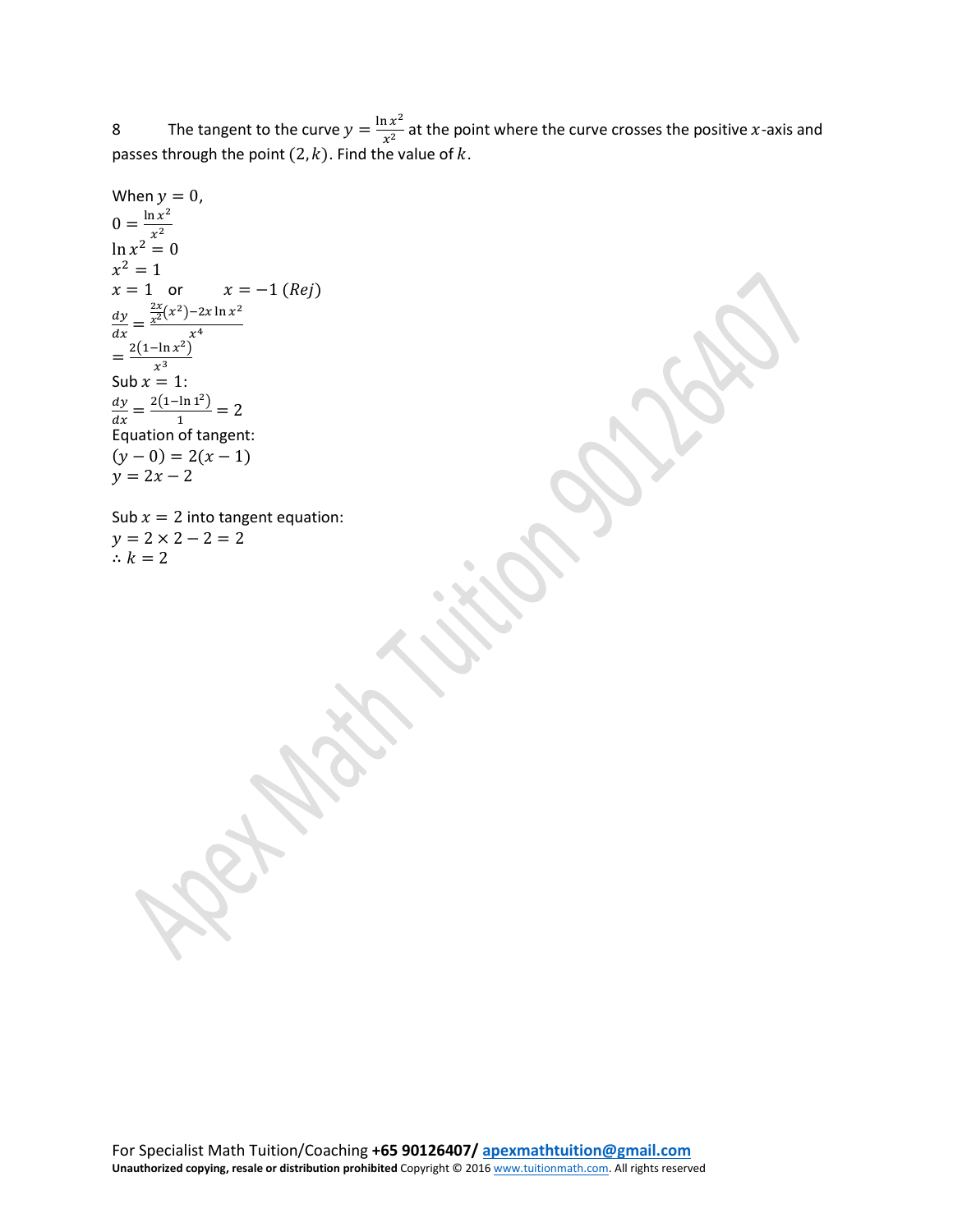8 The tangent to the curve $y = \frac{\ln x^2}{x^2}$ at the point where the curve crosses the positive $x$-axis and passes through the point $(2, k)$. Find the value of $k$.

When $y = 0$,

$0 = \frac{\ln x^2}{x^2}$

$\ln x^2 = 0$

$x^2 = 1$

$x = 1$ or $x = -1\ (Rej)$

$\frac{dy}{dx} = \frac{\frac{2x}{x^2}(x^2) - 2x \ln x^2}{x^4}$

$= \frac{2(1 - \ln x^2)}{x^3}$

Sub $x = 1$:

$\frac{dy}{dx} = \frac{2(1 - \ln 1^2)}{1} = 2$

Equation of tangent:

$(y - 0) = 2(x - 1)$

$y = 2x - 2$

Sub $x = 2$ into tangent equation:

$y = 2 \times 2 - 2 = 2$

$\therefore k = 2$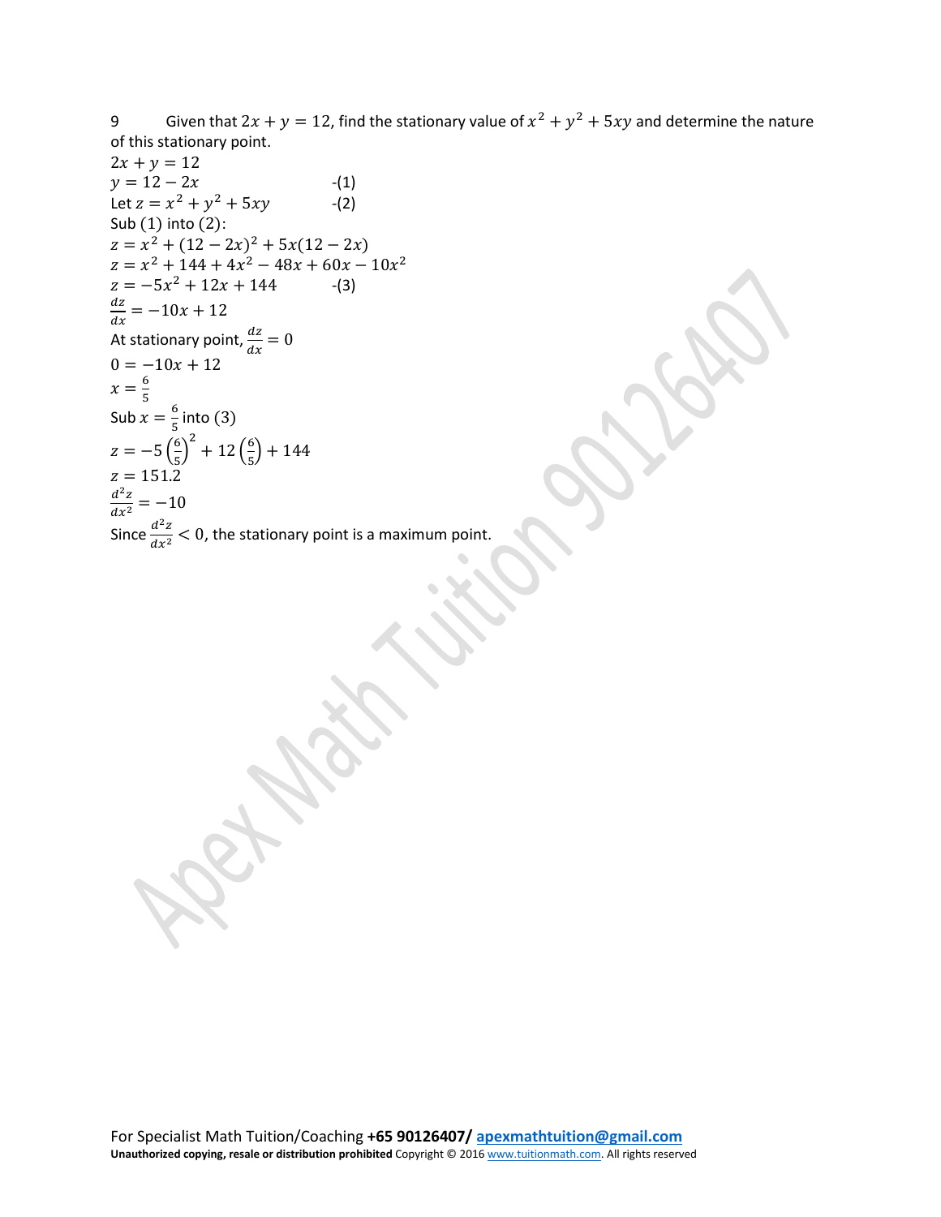9 Given that $2x + y = 12$, find the stationary value of $x^2 + y^2 + 5xy$ and determine the nature of this stationary point.

$2x + y = 12$

$y = 12 - 2x$ -(1)

Let $z = x^2 + y^2 + 5xy$ -(2)

Sub (1) into (2):

$z = x^2 + (12 - 2x)^2 + 5x(12 - 2x)$

$z = x^2 + 144 + 4x^2 - 48x + 60x - 10x^2$

$z = -5x^2 + 12x + 144$ -(3)

$\frac{dz}{dx} = -10x + 12$

At stationary point, $\frac{dz}{dx} = 0$

$0 = -10x + 12$

$x = \frac{6}{5}$

Sub $x = \frac{6}{5}$ into (3)

$z = -5\left(\frac{6}{5}\right)^2 + 12\left(\frac{6}{5}\right) + 144$

$z = 151.2$

$\frac{d^2z}{dx^2} = -10$

Since $\frac{d^2z}{dx^2} < 0$, the stationary point is a maximum point.

For Specialist Math Tuition/Coaching **+65 90126407/ apexmathtuition@gmail.com**

**Unauthorized copying, resale or distribution prohibited** Copyright © 2016 www.tuitionmath.com. All rights reserved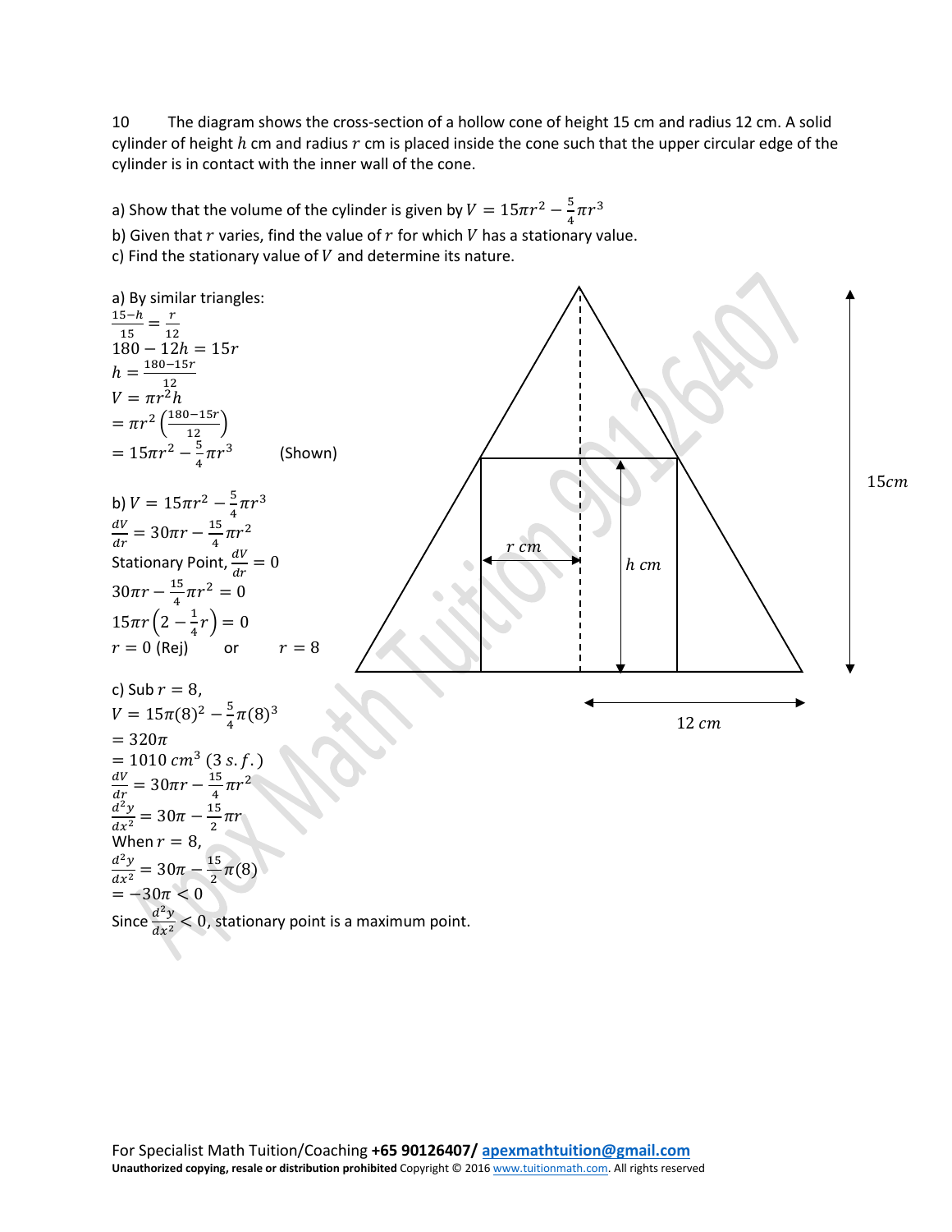10 The diagram shows the cross-section of a hollow cone of height 15 cm and radius 12 cm. A solid cylinder of height $h$ cm and radius $r$ cm is placed inside the cone such that the upper circular edge of the cylinder is in contact with the inner wall of the cone.

a) Show that the volume of the cylinder is given by $V = 15\pi r^2 - \frac{5}{4}\pi r^3$

b) Given that $r$ varies, find the value of $r$ for which $V$ has a stationary value.

c) Find the stationary value of $V$ and determine its nature.

a) By similar triangles:

$\frac{15-h}{15} = \frac{r}{12}$

$180 - 12h = 15r$

$h = \frac{180-15r}{12}$

$V = \pi r^2 h$

$= \pi r^2 \left(\frac{180-15r}{12}\right)$

$= 15\pi r^2 - \frac{5}{4}\pi r^3$ (Shown)

b) $V = 15\pi r^2 - \frac{5}{4}\pi r^3$

$\frac{dV}{dr} = 30\pi r - \frac{15}{4}\pi r^2$

Stationary Point, $\frac{dV}{dr} = 0$

$30\pi r - \frac{15}{4}\pi r^2 = 0$

$15\pi r\left(2 - \frac{1}{4}r\right) = 0$

$r = 0$ (Rej) or $r = 8$

c) Sub $r = 8$,

$V = 15\pi(8)^2 - \frac{5}{4}\pi(8)^3$

$= 320\pi$

$= 1010\ cm^3\ (3\ s.f.)$

$\frac{dV}{dr} = 30\pi r - \frac{15}{4}\pi r^2$

$\frac{d^2y}{dx^2} = 30\pi - \frac{15}{2}\pi r$

When $r = 8$,

$\frac{d^2y}{dx^2} = 30\pi - \frac{15}{2}\pi(8)$

$= -30\pi < 0$

Since $\frac{d^2y}{dx^2} < 0$, stationary point is a maximum point.

r cm

h cm

15cm

12 cm